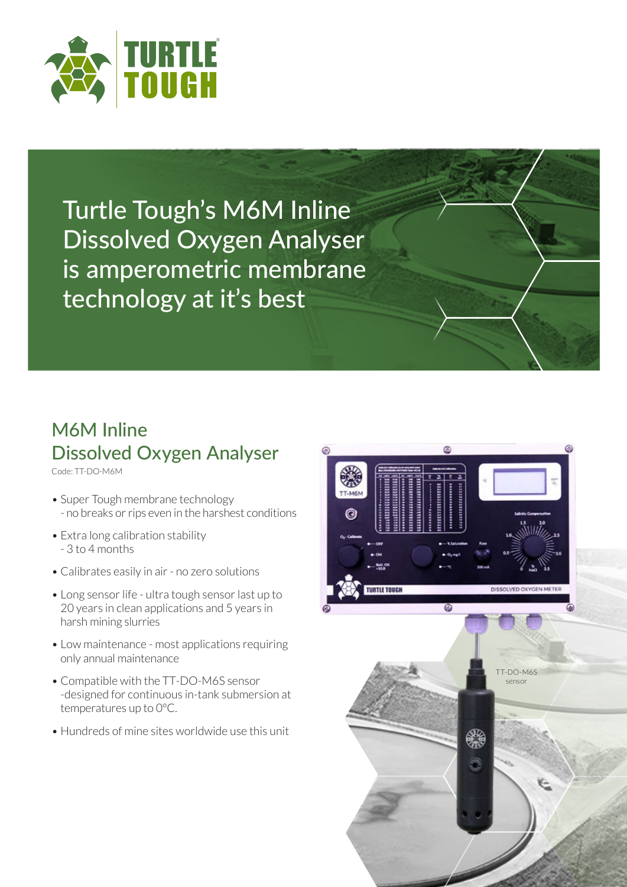# Turtle Tough's M6M Inline Dissolved Oxygen Analyser is amperometric membrane technology at it's best

## M6M Inline Dissolved Oxygen Analyser

Code: TT-DO-M6M

- Super Tough membrane technology
  - no breaks or rips even in the harshest conditions
- Extra long calibration stability
  - 3 to 4 months
- Calibrates easily in air - no zero solutions
- Long sensor life - ultra tough sensor last up to 20 years in clean applications and 5 years in harsh mining slurries
- Low maintenance - most applications requiring only annual maintenance
- Compatible with the TT-DO-M6S sensor -designed for continuous in-tank submersion at temperatures up to 0°C.
- Hundreds of mine sites worldwide use this unit

TT-DO-M6S sensor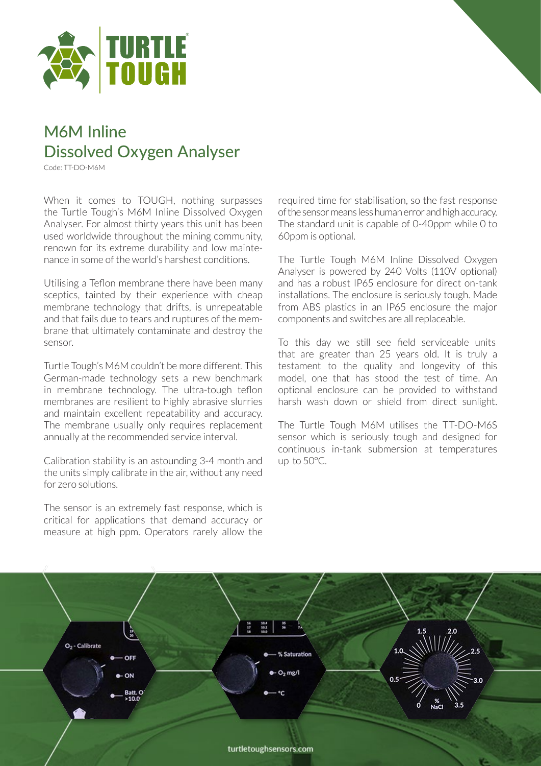# M6M Inline Dissolved Oxygen Analyser

Code: TT-DO-M6M

When it comes to TOUGH, nothing surpasses the Turtle Tough's M6M Inline Dissolved Oxygen Analyser. For almost thirty years this unit has been used worldwide throughout the mining community, renown for its extreme durability and low maintenance in some of the world's harshest conditions.

Utilising a Teflon membrane there have been many sceptics, tainted by their experience with cheap membrane technology that drifts, is unrepeatable and that fails due to tears and ruptures of the membrane that ultimately contaminate and destroy the sensor.

Turtle Tough's M6M couldn't be more different. This German-made technology sets a new benchmark in membrane technology. The ultra-tough teflon membranes are resilient to highly abrasive slurries and maintain excellent repeatability and accuracy. The membrane usually only requires replacement annually at the recommended service interval.

Calibration stability is an astounding 3-4 month and the units simply calibrate in the air, without any need for zero solutions.

The sensor is an extremely fast response, which is critical for applications that demand accuracy or measure at high ppm. Operators rarely allow the required time for stabilisation, so the fast response of the sensor means less human error and high accuracy. The standard unit is capable of 0-40ppm while 0 to 60ppm is optional.

The Turtle Tough M6M Inline Dissolved Oxygen Analyser is powered by 240 Volts (110V optional) and has a robust IP65 enclosure for direct on-tank installations. The enclosure is seriously tough. Made from ABS plastics in an IP65 enclosure the major components and switches are all replaceable.

To this day we still see field serviceable units that are greater than 25 years old. It is truly a testament to the quality and longevity of this model, one that has stood the test of time. An optional enclosure can be provided to withstand harsh wash down or shield from direct sunlight.

The Turtle Tough M6M utilises the TT-DO-M6S sensor which is seriously tough and designed for continuous in-tank submersion at temperatures up to 50°C.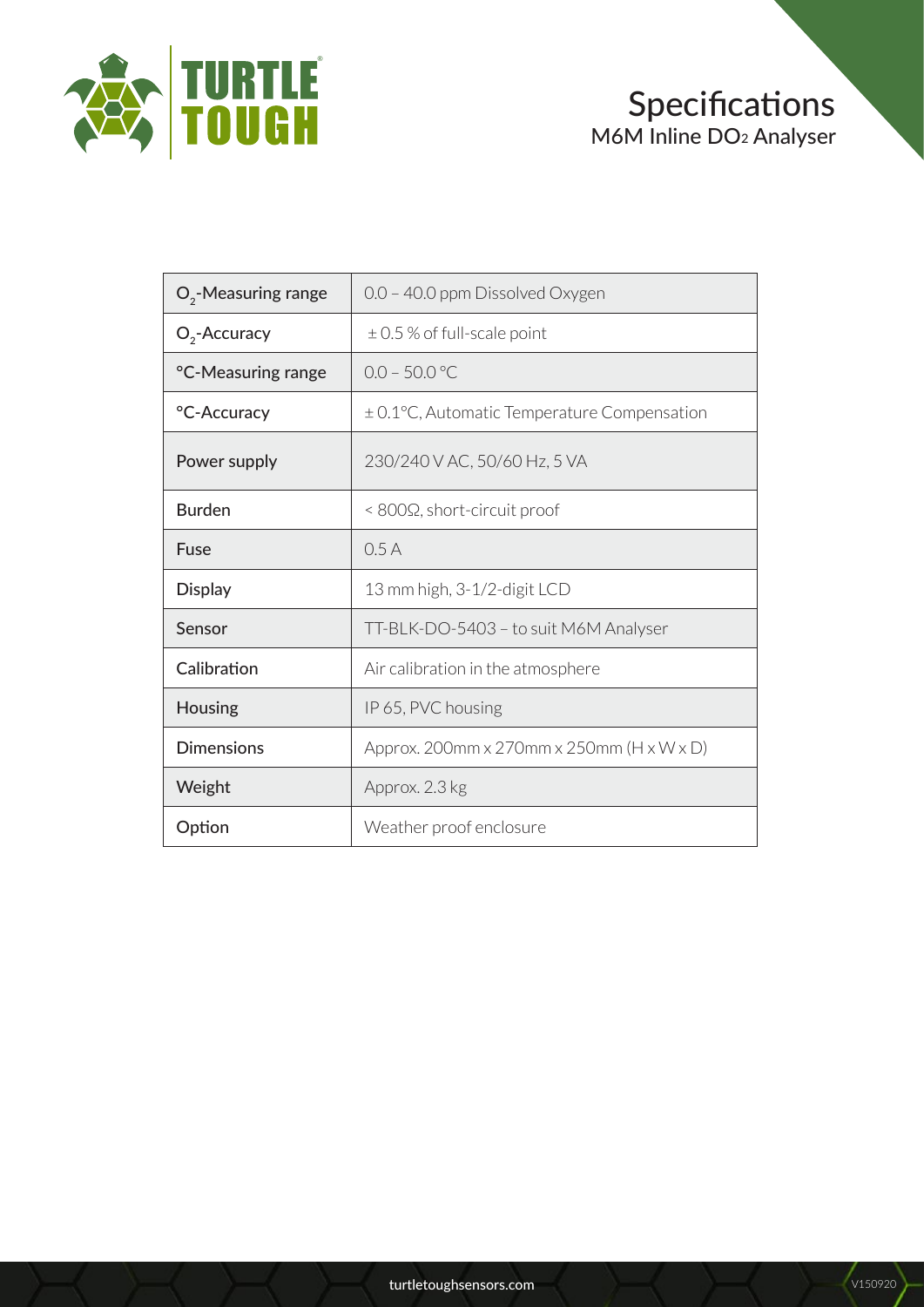# Specifications

## M6M Inline $DO_2$ Analyser

| | |
|---|---|
| $O_2$-Measuring range | 0.0 – 40.0 ppm Dissolved Oxygen |
| $O_2$-Accuracy | ± 0.5 % of full-scale point |
| °C-Measuring range | 0.0 – 50.0 °C |
| °C-Accuracy | ± 0.1°C, Automatic Temperature Compensation |
| Power supply | 230/240 V AC, 50/60 Hz, 5 VA |
| Burden | < 800Ω, short-circuit proof |
| Fuse | 0.5 A |
| Display | 13 mm high, 3-1/2-digit LCD |
| Sensor | TT-BLK-DO-5403 – to suit M6M Analyser |
| Calibration | Air calibration in the atmosphere |
| Housing | IP 65, PVC housing |
| Dimensions | Approx. 200mm x 270mm x 250mm (H x W x D) |
| Weight | Approx. 2.3 kg |
| Option | Weather proof enclosure |

turtletoughsensors.com

V150920